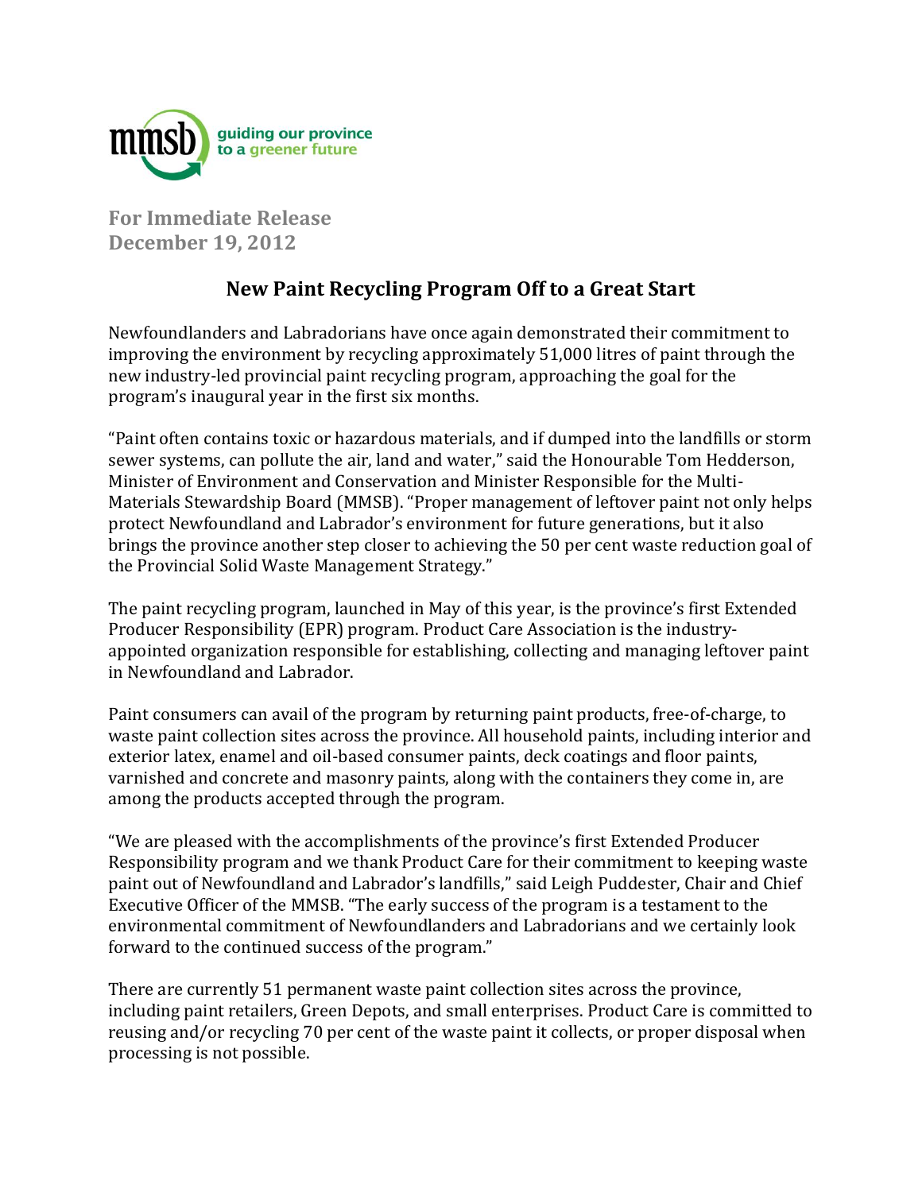mmsb guiding our province to a greener future

**For Immediate Release**
**December 19, 2012**

# New Paint Recycling Program Off to a Great Start

Newfoundlanders and Labradorians have once again demonstrated their commitment to improving the environment by recycling approximately 51,000 litres of paint through the new industry-led provincial paint recycling program, approaching the goal for the program's inaugural year in the first six months.

"Paint often contains toxic or hazardous materials, and if dumped into the landfills or storm sewer systems, can pollute the air, land and water," said the Honourable Tom Hedderson, Minister of Environment and Conservation and Minister Responsible for the Multi-Materials Stewardship Board (MMSB). "Proper management of leftover paint not only helps protect Newfoundland and Labrador's environment for future generations, but it also brings the province another step closer to achieving the 50 per cent waste reduction goal of the Provincial Solid Waste Management Strategy."

The paint recycling program, launched in May of this year, is the province's first Extended Producer Responsibility (EPR) program. Product Care Association is the industry-appointed organization responsible for establishing, collecting and managing leftover paint in Newfoundland and Labrador.

Paint consumers can avail of the program by returning paint products, free-of-charge, to waste paint collection sites across the province. All household paints, including interior and exterior latex, enamel and oil-based consumer paints, deck coatings and floor paints, varnished and concrete and masonry paints, along with the containers they come in, are among the products accepted through the program.

"We are pleased with the accomplishments of the province's first Extended Producer Responsibility program and we thank Product Care for their commitment to keeping waste paint out of Newfoundland and Labrador's landfills," said Leigh Puddester, Chair and Chief Executive Officer of the MMSB. "The early success of the program is a testament to the environmental commitment of Newfoundlanders and Labradorians and we certainly look forward to the continued success of the program."

There are currently 51 permanent waste paint collection sites across the province, including paint retailers, Green Depots, and small enterprises. Product Care is committed to reusing and/or recycling 70 per cent of the waste paint it collects, or proper disposal when processing is not possible.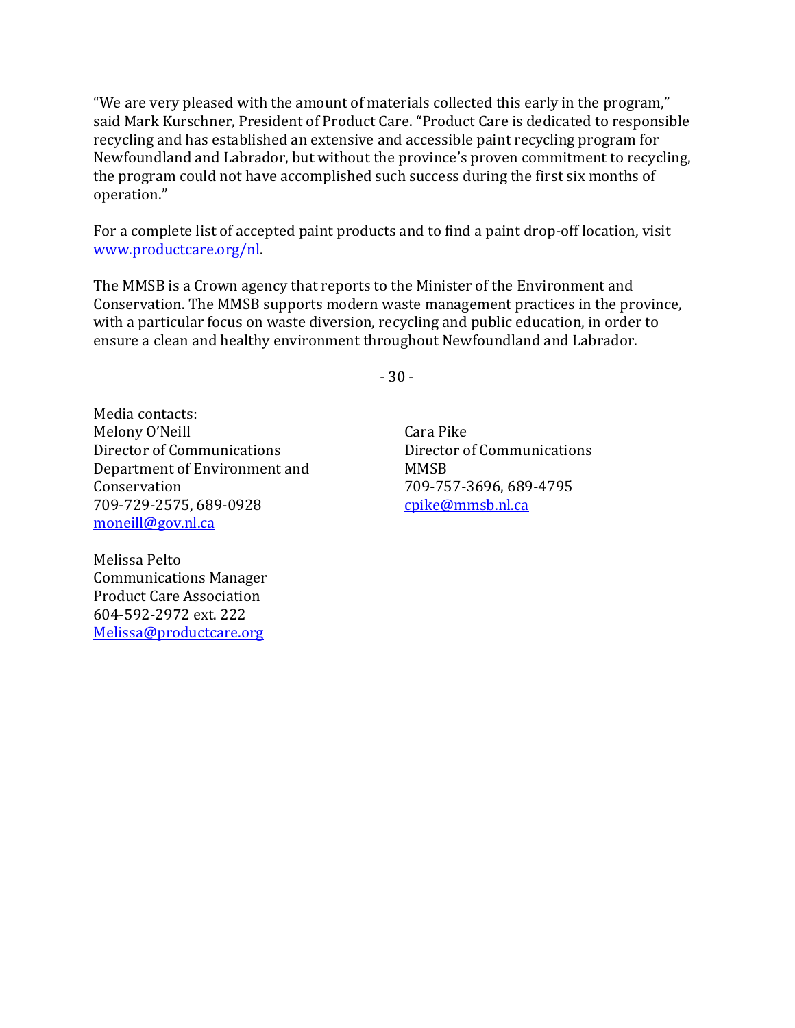"We are very pleased with the amount of materials collected this early in the program," said Mark Kurschner, President of Product Care. "Product Care is dedicated to responsible recycling and has established an extensive and accessible paint recycling program for Newfoundland and Labrador, but without the province's proven commitment to recycling, the program could not have accomplished such success during the first six months of operation."

For a complete list of accepted paint products and to find a paint drop-off location, visit www.productcare.org/nl.

The MMSB is a Crown agency that reports to the Minister of the Environment and Conservation. The MMSB supports modern waste management practices in the province, with a particular focus on waste diversion, recycling and public education, in order to ensure a clean and healthy environment throughout Newfoundland and Labrador.

- 30 -

Media contacts:

Melony O'Neill
Director of Communications
Department of Environment and Conservation
709-729-2575, 689-0928
moneill@gov.nl.ca

Cara Pike
Director of Communications
MMSB
709-757-3696, 689-4795
cpike@mmsb.nl.ca

Melissa Pelto
Communications Manager
Product Care Association
604-592-2972 ext. 222
Melissa@productcare.org